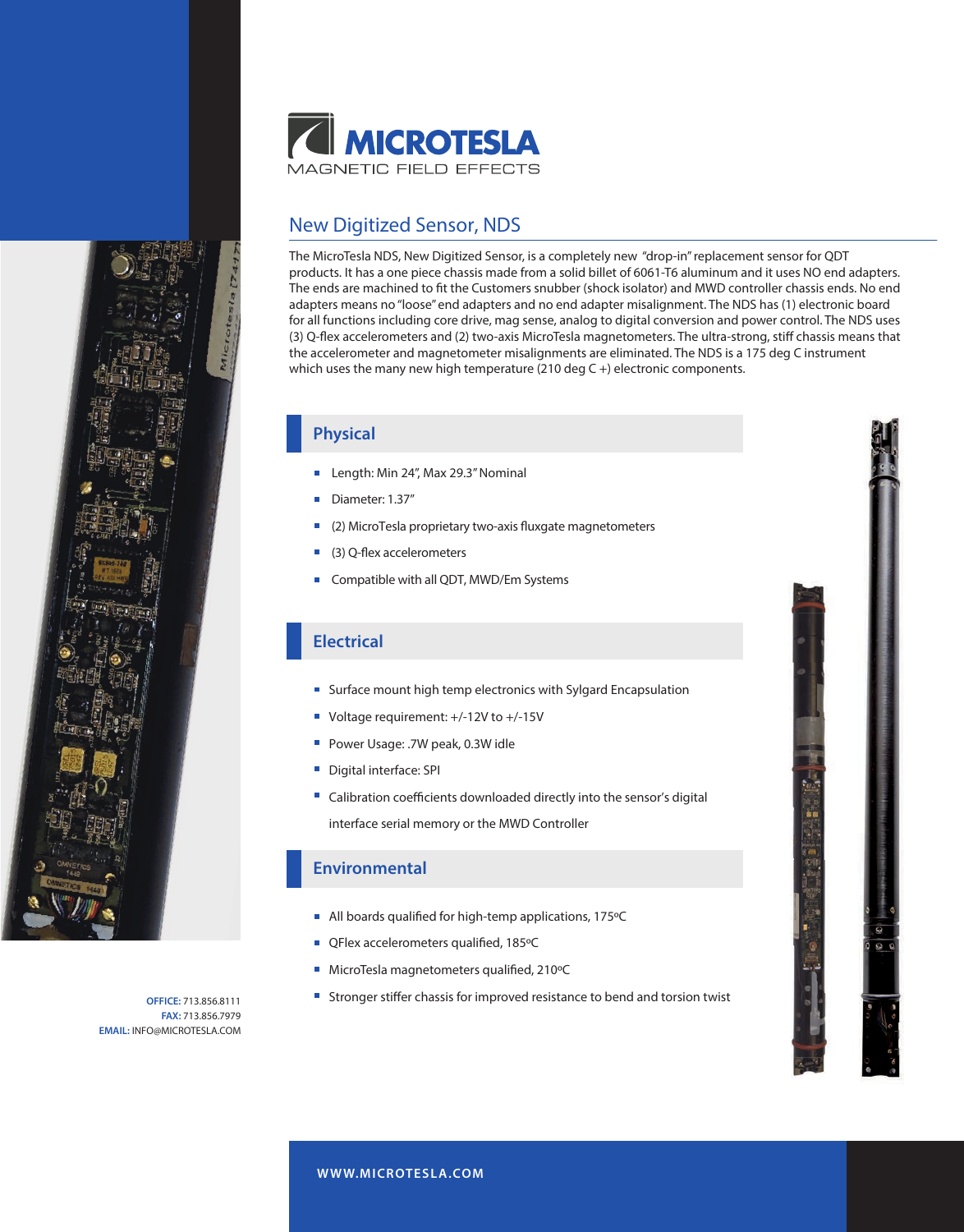# MICROTESLA

MAGNETIC FIELD EFFECTS

## New Digitized Sensor, NDS

The MicroTesla NDS, New Digitized Sensor, is a completely new "drop-in" replacement sensor for QDT products. It has a one piece chassis made from a solid billet of 6061-T6 aluminum and it uses NO end adapters. The ends are machined to fit the Customers snubber (shock isolator) and MWD controller chassis ends. No end adapters means no "loose" end adapters and no end adapter misalignment. The NDS has (1) electronic board for all functions including core drive, mag sense, analog to digital conversion and power control. The NDS uses (3) Q-flex accelerometers and (2) two-axis MicroTesla magnetometers. The ultra-strong, stiff chassis means that the accelerometer and magnetometer misalignments are eliminated. The NDS is a 175 deg C instrument which uses the many new high temperature (210 deg C +) electronic components.

### Physical

- Length: Min 24", Max 29.3" Nominal
- Diameter: 1.37"
- (2) MicroTesla proprietary two-axis fluxgate magnetometers
- (3) Q-flex accelerometers
- Compatible with all QDT, MWD/Em Systems

### Electrical

- Surface mount high temp electronics with Sylgard Encapsulation
- Voltage requirement: +/-12V to +/-15V
- Power Usage: .7W peak, 0.3W idle
- Digital interface: SPI
- Calibration coefficients downloaded directly into the sensor's digital interface serial memory or the MWD Controller

### Environmental

- All boards qualified for high-temp applications, 175ºC
- QFlex accelerometers qualified, 185ºC
- MicroTesla magnetometers qualified, 210ºC
- Stronger stiffer chassis for improved resistance to bend and torsion twist

**OFFICE:** 713.856.8111
**FAX:** 713.856.7979
**EMAIL:** INFO@MICROTESLA.COM

**WWW.MICROTESLA.COM**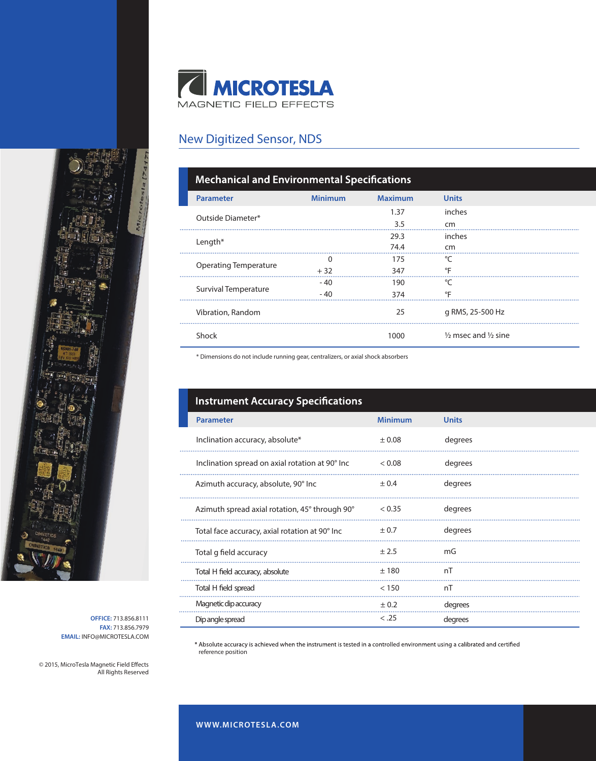# MICROTESLA

MAGNETIC FIELD EFFECTS

## New Digitized Sensor, NDS

### Mechanical and Environmental Specifications

| Parameter | Minimum | Maximum | Units |
|---|---|---|---|
| Outside Diameter* | | 1.37 | inches |
| | | 3.5 | cm |
| Length* | | 29.3 | inches |
| | | 74.4 | cm |
| Operating Temperature | 0 | 175 | °C |
| | + 32 | 347 | °F |
| Survival Temperature | - 40 | 190 | °C |
| | - 40 | 374 | °F |
| Vibration, Random | | 25 | g RMS, 25-500 Hz |
| Shock | | 1000 | ½ msec and ½ sine |

* Dimensions do not include running gear, centralizers, or axial shock absorbers

### Instrument Accuracy Specifications

| Parameter | Minimum | Units |
|---|---|---|
| Inclination accuracy, absolute* | ± 0.08 | degrees |
| Inclination spread on axial rotation at 90° Inc | < 0.08 | degrees |
| Azimuth accuracy, absolute, 90° Inc | ± 0.4 | degrees |
| Azimuth spread axial rotation, 45° through 90° | < 0.35 | degrees |
| Total face accuracy, axial rotation at 90° Inc | ± 0.7 | degrees |
| Total g field accuracy | ± 2.5 | mG |
| Total H field accuracy, absolute | ± 180 | nT |
| Total H field spread | < 150 | nT |
| Magnetic dip accuracy | ± 0.2 | degrees |
| Dip angle spread | < .25 | degrees |

* Absolute accuracy is achieved when the instrument is tested in a controlled environment using a calibrated and certified reference position

**OFFICE:** 713.856.8111
**FAX:** 713.856.7979
**EMAIL:** INFO@MICROTESLA.COM

© 2015, MicroTesla Magnetic Field Effects
All Rights Reserved

WWW.MICROTESLA.COM